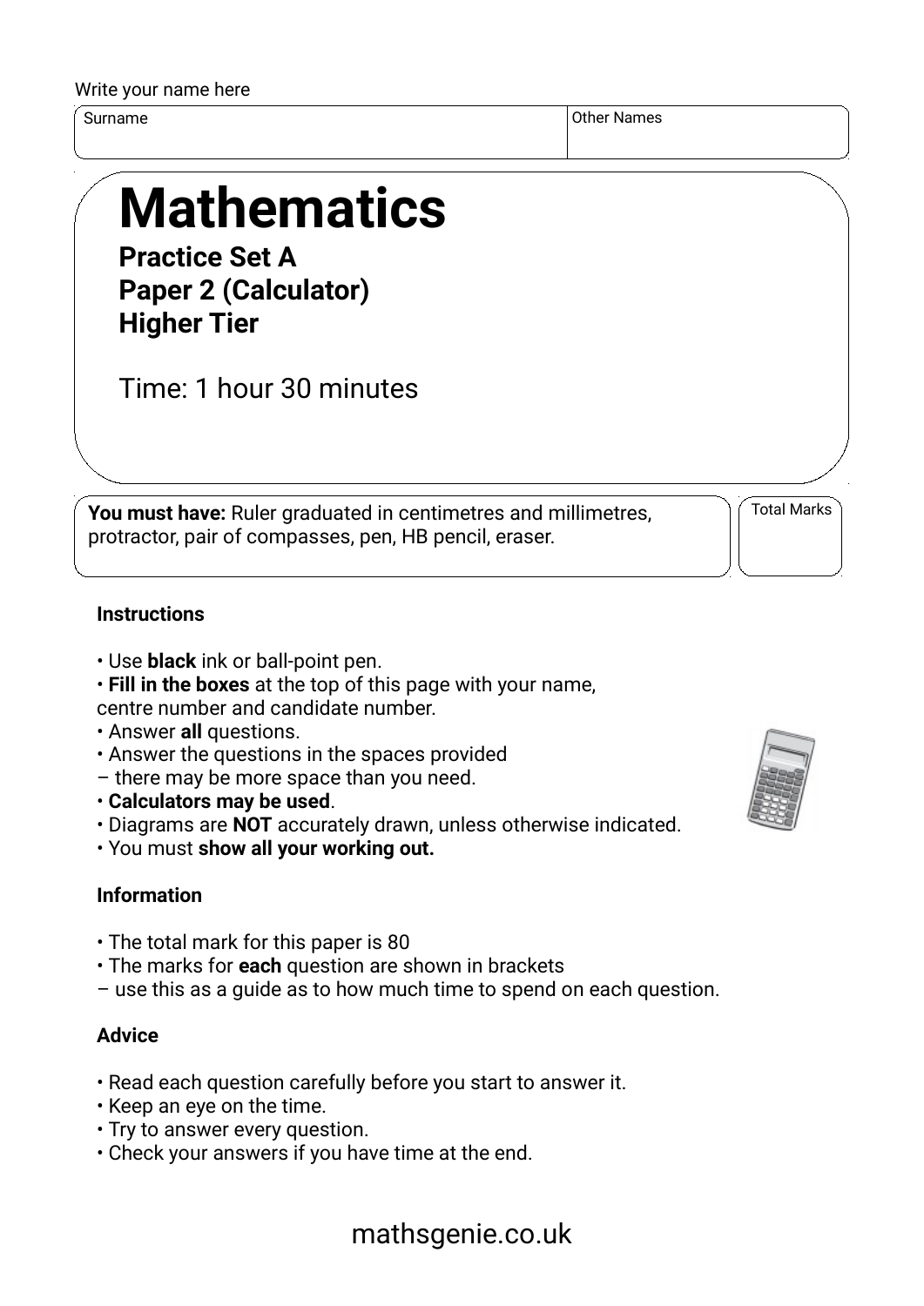Write your name here

| Surname | Other Names |
|---|---|
| | |

# Mathematics

**Practice Set A**
**Paper 2 (Calculator)**
**Higher Tier**

Time: 1 hour 30 minutes

**You must have:** Ruler graduated in centimetres and millimetres, protractor, pair of compasses, pen, HB pencil, eraser.

Total Marks

### Instructions

- Use **black** ink or ball-point pen.
- **Fill in the boxes** at the top of this page with your name, centre number and candidate number.
- Answer **all** questions.
- Answer the questions in the spaces provided – there may be more space than you need.
- **Calculators may be used**.
- Diagrams are **NOT** accurately drawn, unless otherwise indicated.
- You must **show all your working out.**

### Information

- The total mark for this paper is 80
- The marks for **each** question are shown in brackets – use this as a guide as to how much time to spend on each question.

### Advice

- Read each question carefully before you start to answer it.
- Keep an eye on the time.
- Try to answer every question.
- Check your answers if you have time at the end.

mathsgenie.co.uk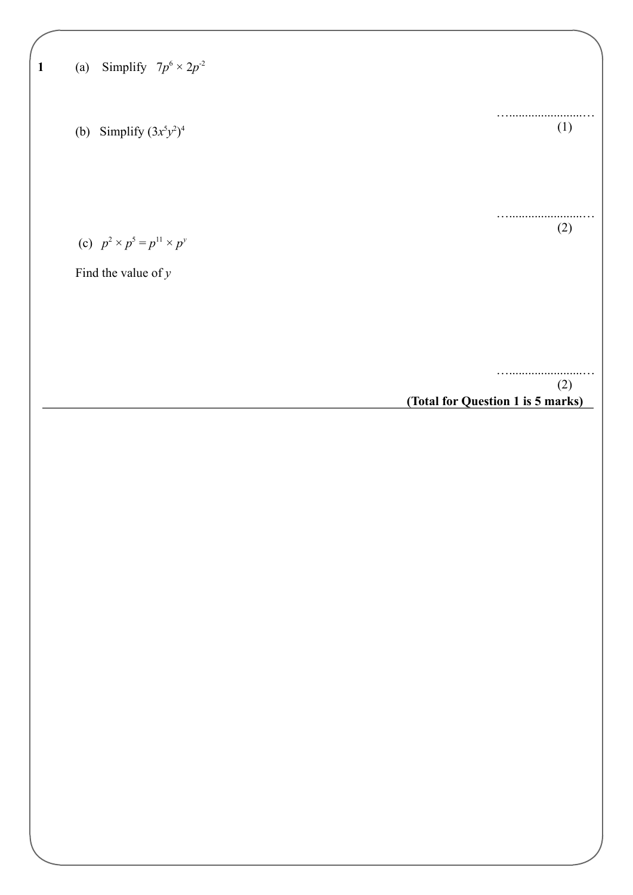**1** (a) Simplify $7p^6 \times 2p^{-2}$

..............................
(1)

(b) Simplify $(3x^5y^2)^4$

..............................
(2)

(c) $p^2 \times p^5 = p^{11} \times p^y$

Find the value of $y$

..............................
(2)

**(Total for Question 1 is 5 marks)**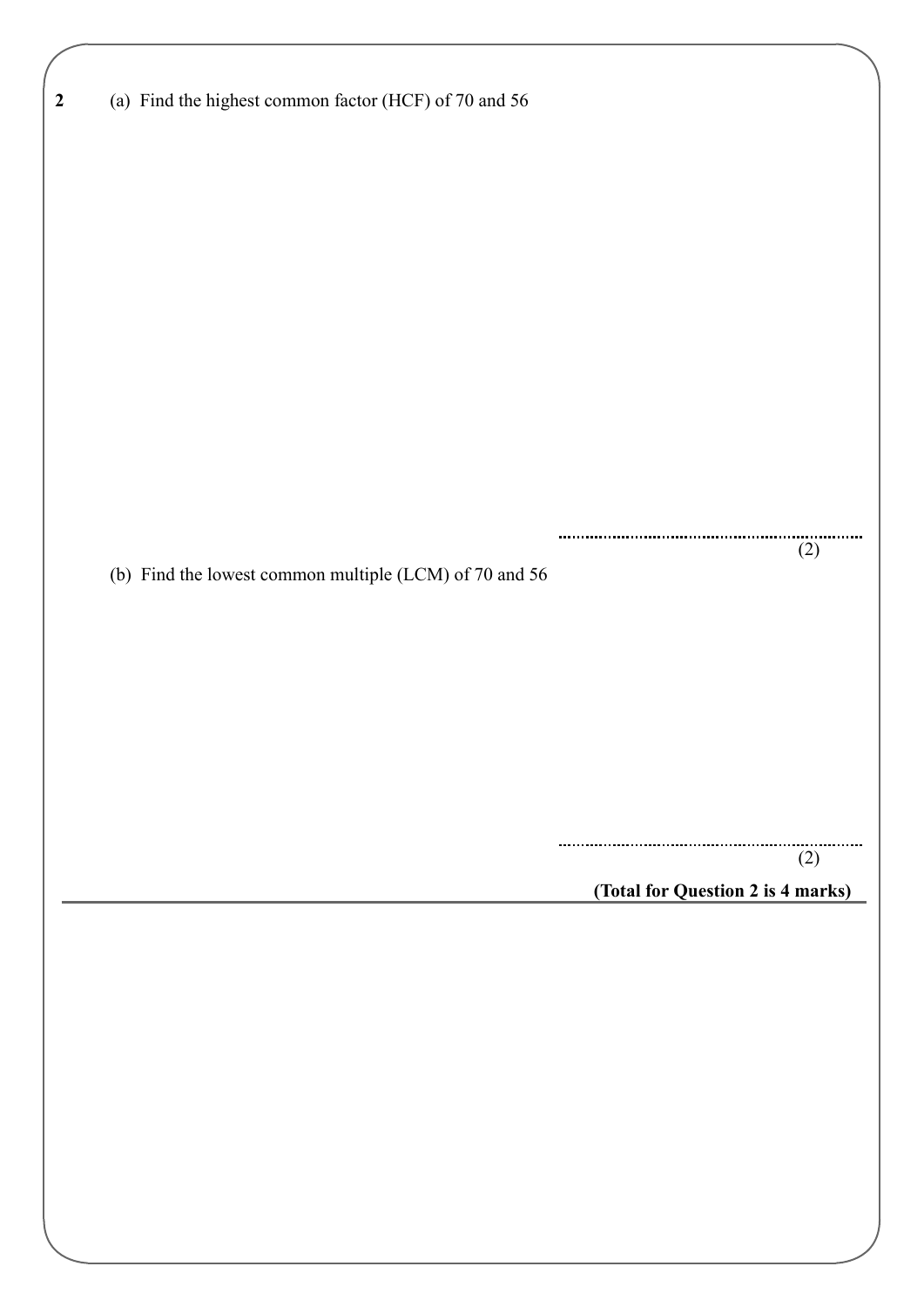**2** (a) Find the highest common factor (HCF) of 70 and 56

..........................................................
(2)

(b) Find the lowest common multiple (LCM) of 70 and 56

..........................................................
(2)

**(Total for Question 2 is 4 marks)**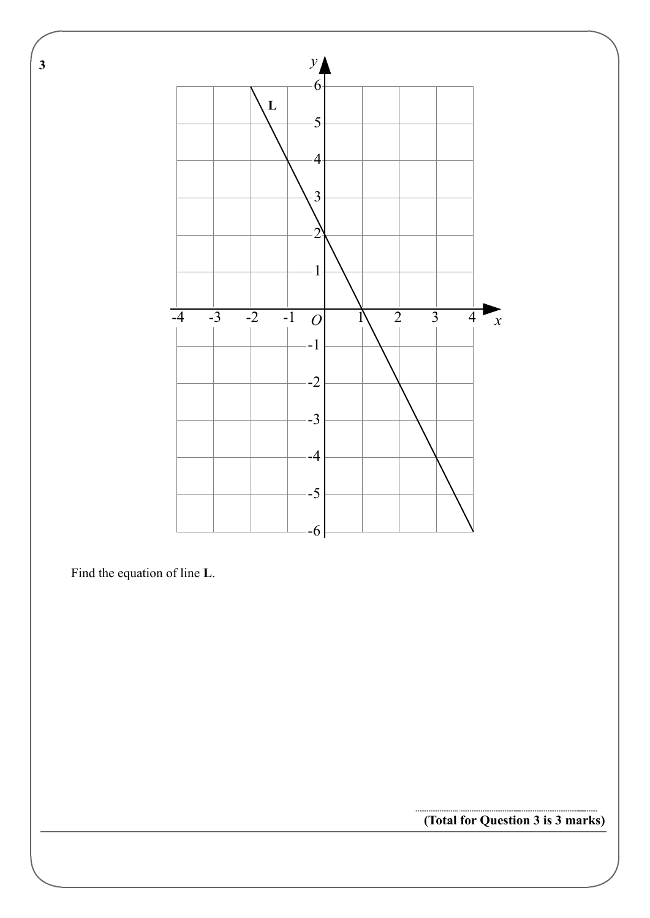**3**

Find the equation of line **L**.

..............................................................

**(Total for Question 3 is 3 marks)**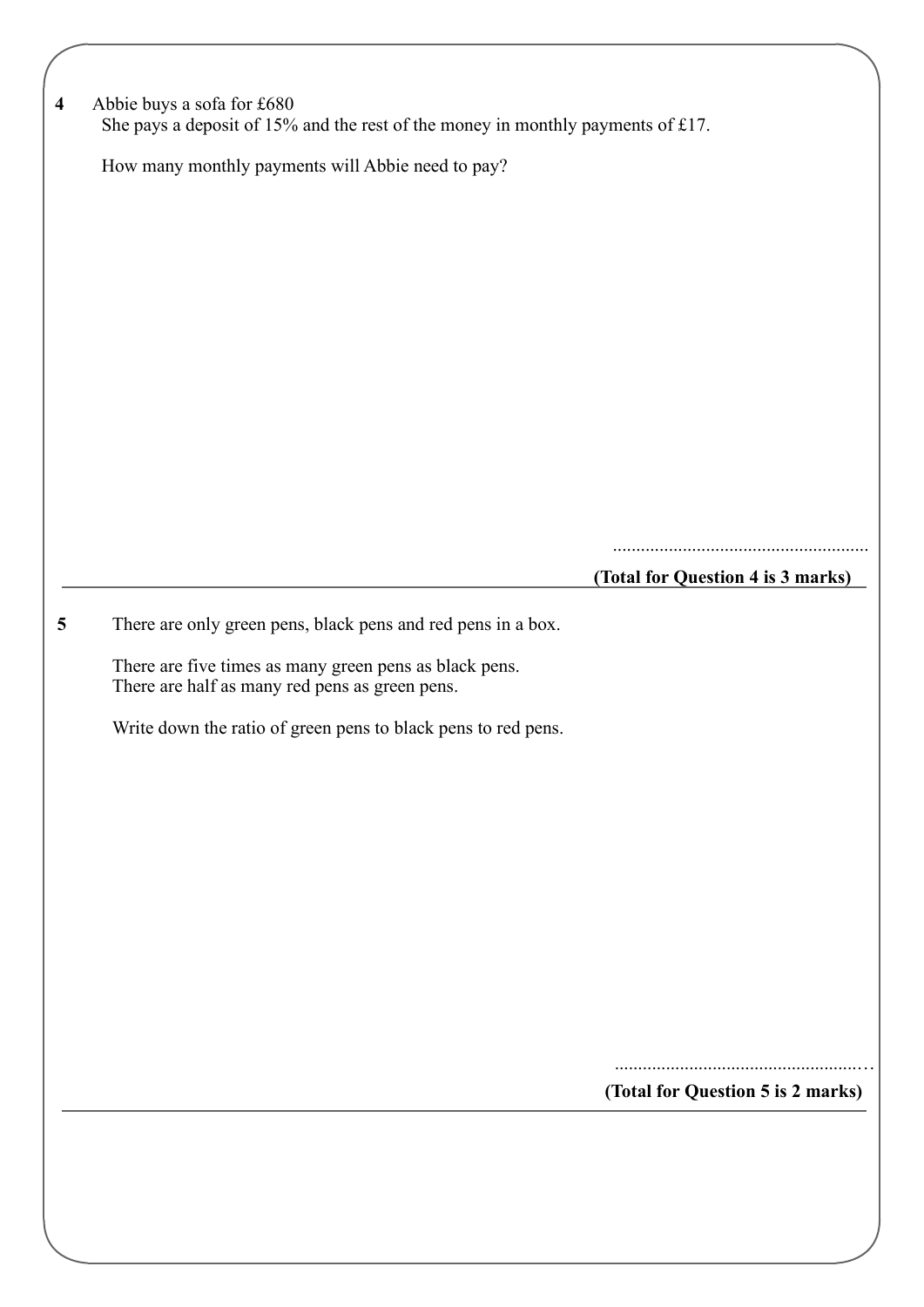**4** Abbie buys a sofa for £680
She pays a deposit of 15% and the rest of the money in monthly payments of £17.

How many monthly payments will Abbie need to pay?

.......................................................

**(Total for Question 4 is 3 marks)**

---

**5** There are only green pens, black pens and red pens in a box.

There are five times as many green pens as black pens.
There are half as many red pens as green pens.

Write down the ratio of green pens to black pens to red pens.

.......................................................

**(Total for Question 5 is 2 marks)**

---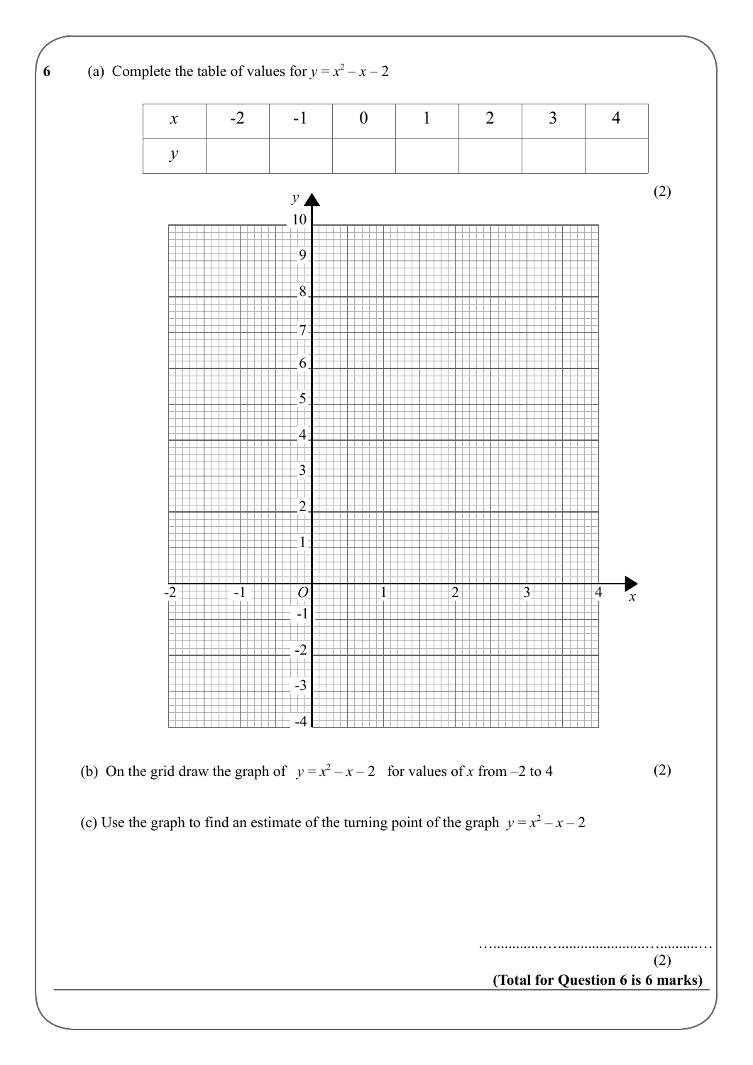**6** (a) Complete the table of values for $y = x^2 - x - 2$

| $x$ | -2 | -1 | 0 | 1 | 2 | 3 | 4 |
|---|---|---|---|---|---|---|---|
| $y$ | | | | | | | |

(2)

(b) On the grid draw the graph of $y = x^2 - x - 2$ for values of $x$ from –2 to 4

(2)

(c) Use the graph to find an estimate of the turning point of the graph $y = x^2 - x - 2$

……………………………………………

(2)

**(Total for Question 6 is 6 marks)**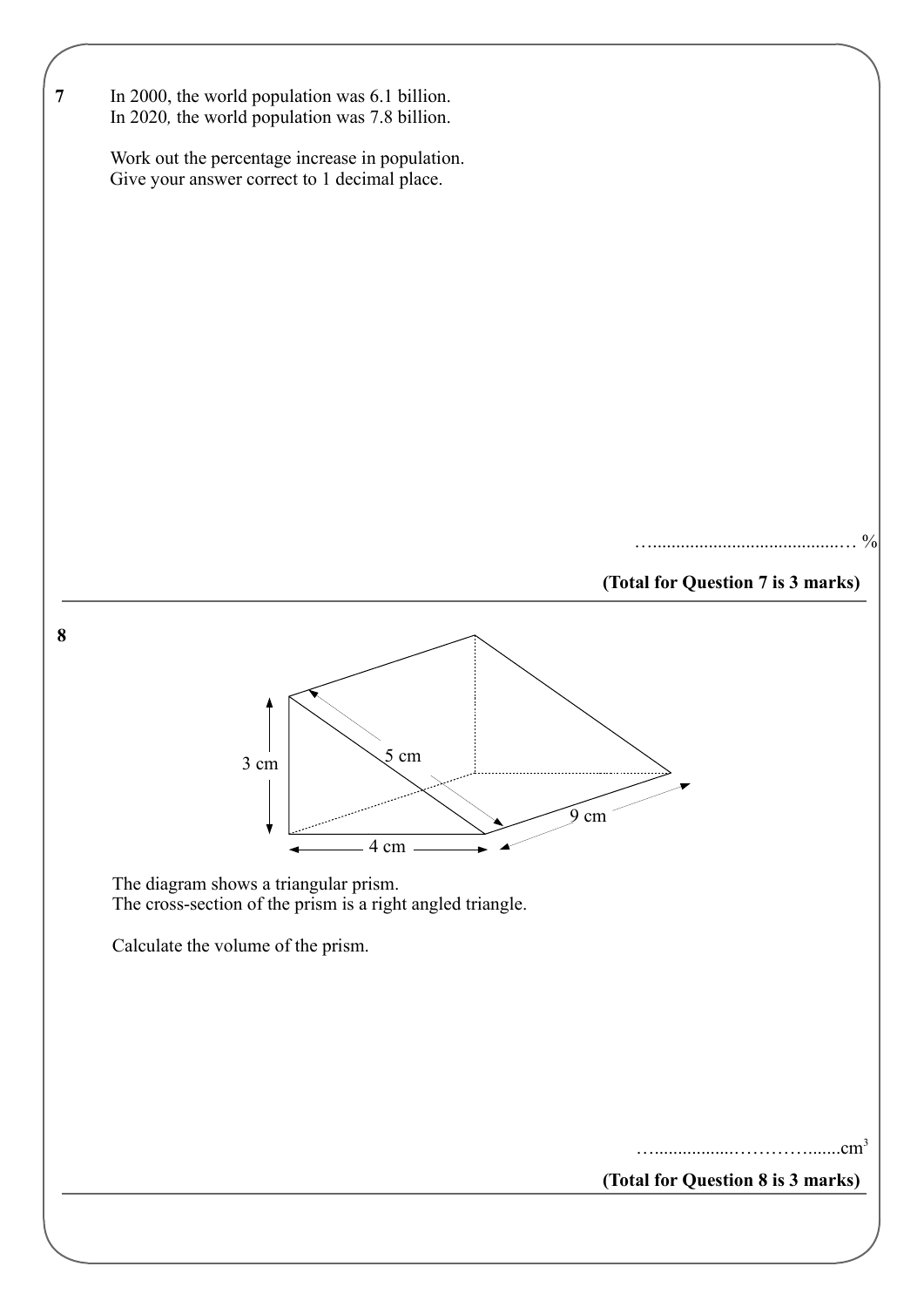**7** In 2000, the world population was 6.1 billion.
In 2020, the world population was 7.8 billion.

Work out the percentage increase in population.
Give your answer correct to 1 decimal place.

…........................................… %

**(Total for Question 7 is 3 marks)**

---

**8**

3 cm

5 cm

9 cm

4 cm

The diagram shows a triangular prism.
The cross-section of the prism is a right angled triangle.

Calculate the volume of the prism.

…................………….......$cm^3$

**(Total for Question 8 is 3 marks)**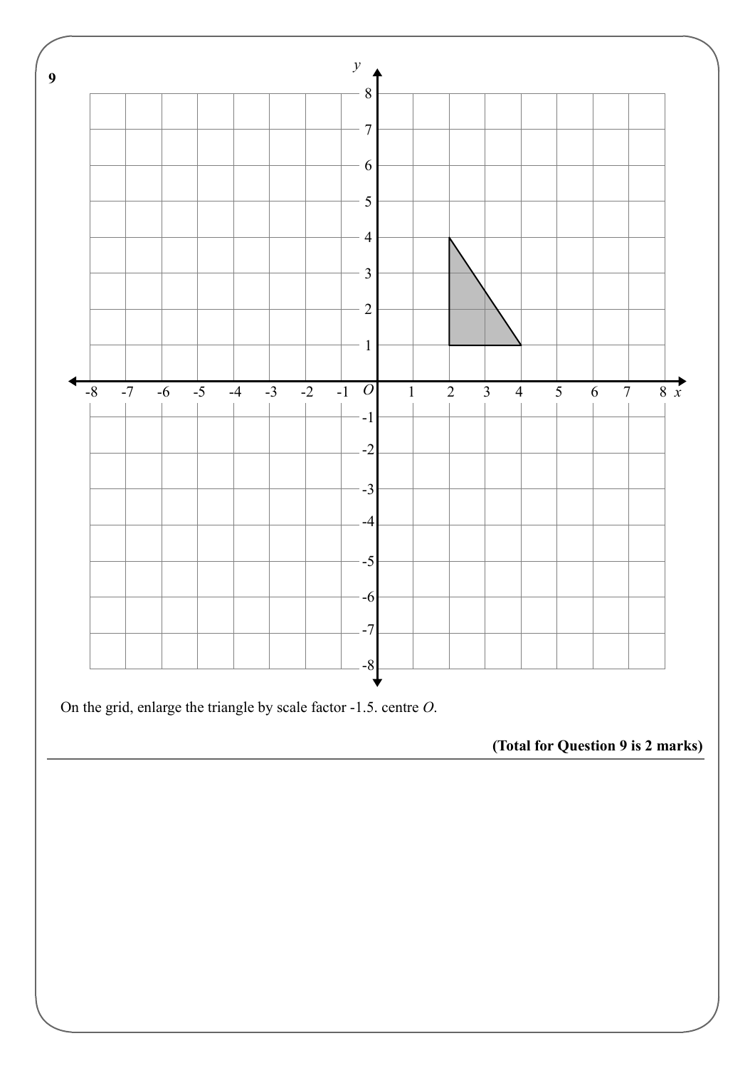**9**

On the grid, enlarge the triangle by scale factor -1.5. centre $O$.

**(Total for Question 9 is 2 marks)**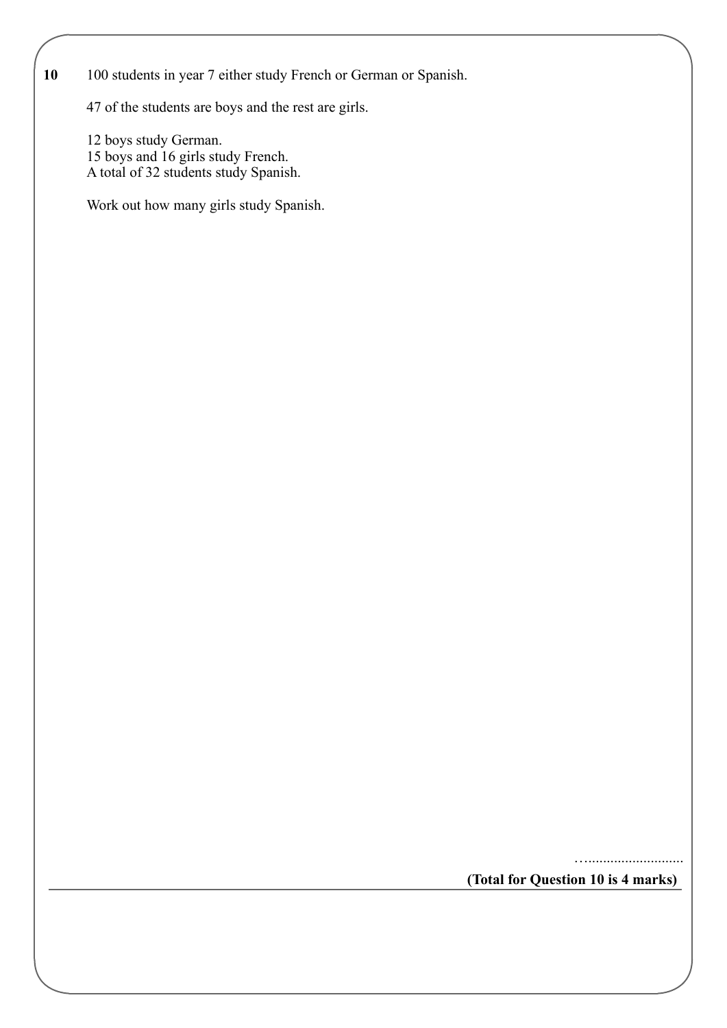**10** 100 students in year 7 either study French or German or Spanish.

47 of the students are boys and the rest are girls.

12 boys study German.
15 boys and 16 girls study French.
A total of 32 students study Spanish.

Work out how many girls study Spanish.

…..........................

**(Total for Question 10 is 4 marks)**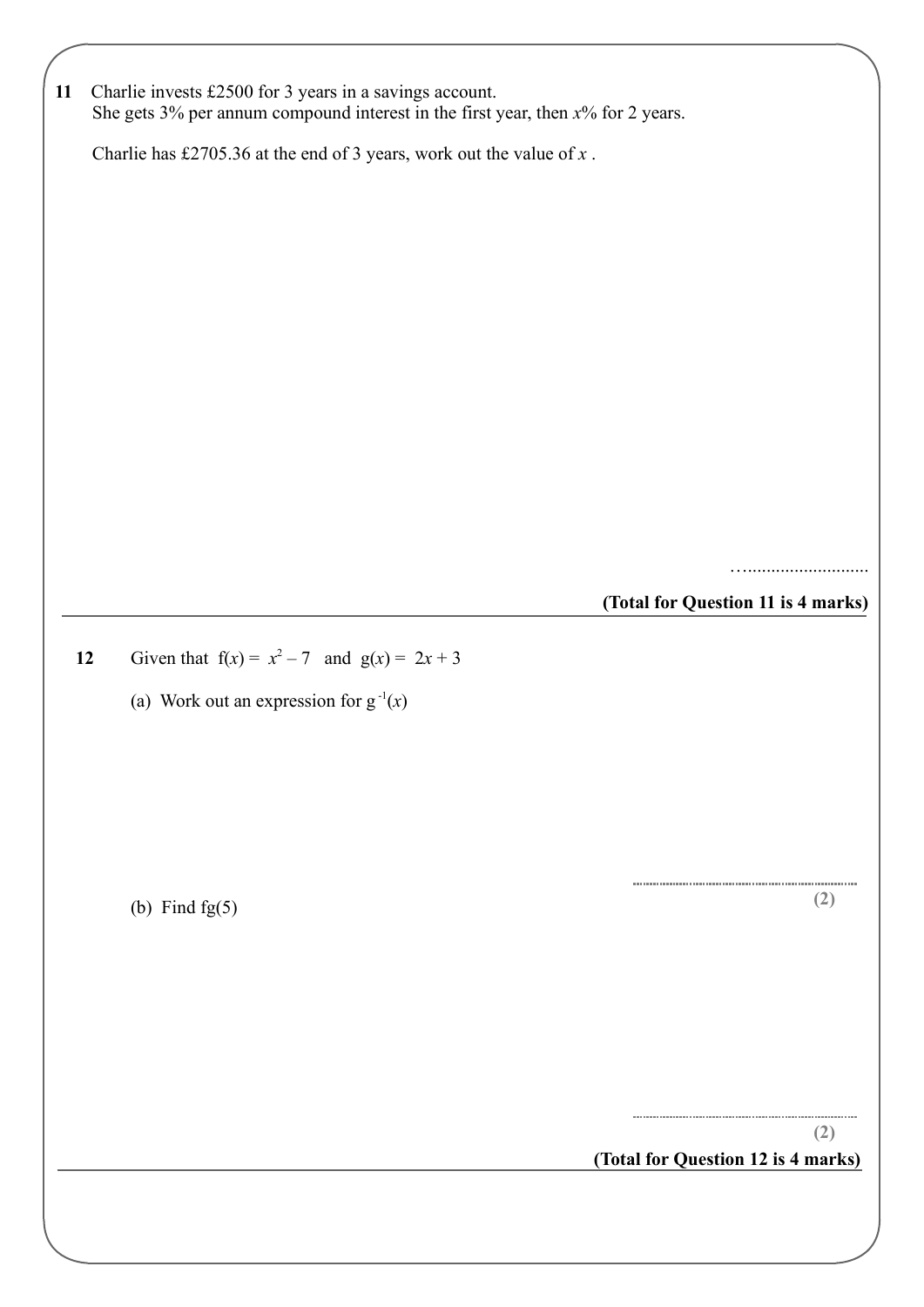**11** Charlie invests £2500 for 3 years in a savings account.
She gets 3% per annum compound interest in the first year, then $x$% for 2 years.

Charlie has £2705.36 at the end of 3 years, work out the value of $x$ .

…..........................

**(Total for Question 11 is 4 marks)**

---

**12** Given that $f(x) = x^2 - 7$ and $g(x) = 2x + 3$

(a) Work out an expression for $g^{-1}(x)$

..........................................................................

**(2)**

(b) Find fg(5)

..........................................................................

**(2)**

**(Total for Question 12 is 4 marks)**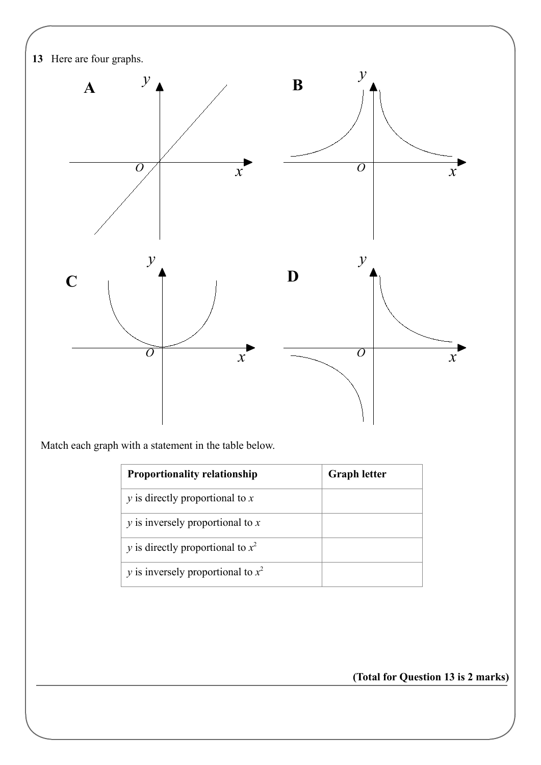**13** Here are four graphs.

Match each graph with a statement in the table below.

| Proportionality relationship | Graph letter |
|---|---|
| $y$ is directly proportional to $x$ | |
| $y$ is inversely proportional to $x$ | |
| $y$ is directly proportional to $x^2$ | |
| $y$ is inversely proportional to $x^2$ | |

**(Total for Question 13 is 2 marks)**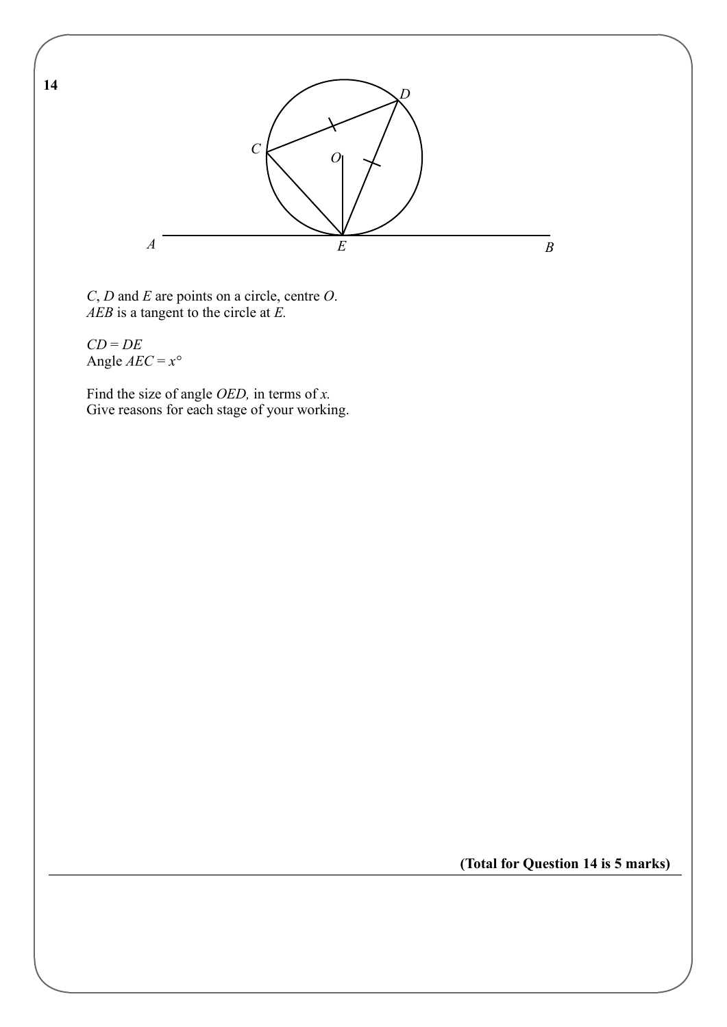**14**

$C$, $D$ and $E$ are points on a circle, centre $O$.
$AEB$ is a tangent to the circle at $E$.

$CD = DE$
Angle $AEC = x°$

Find the size of angle $OED$, in terms of $x$.
Give reasons for each stage of your working.

**(Total for Question 14 is 5 marks)**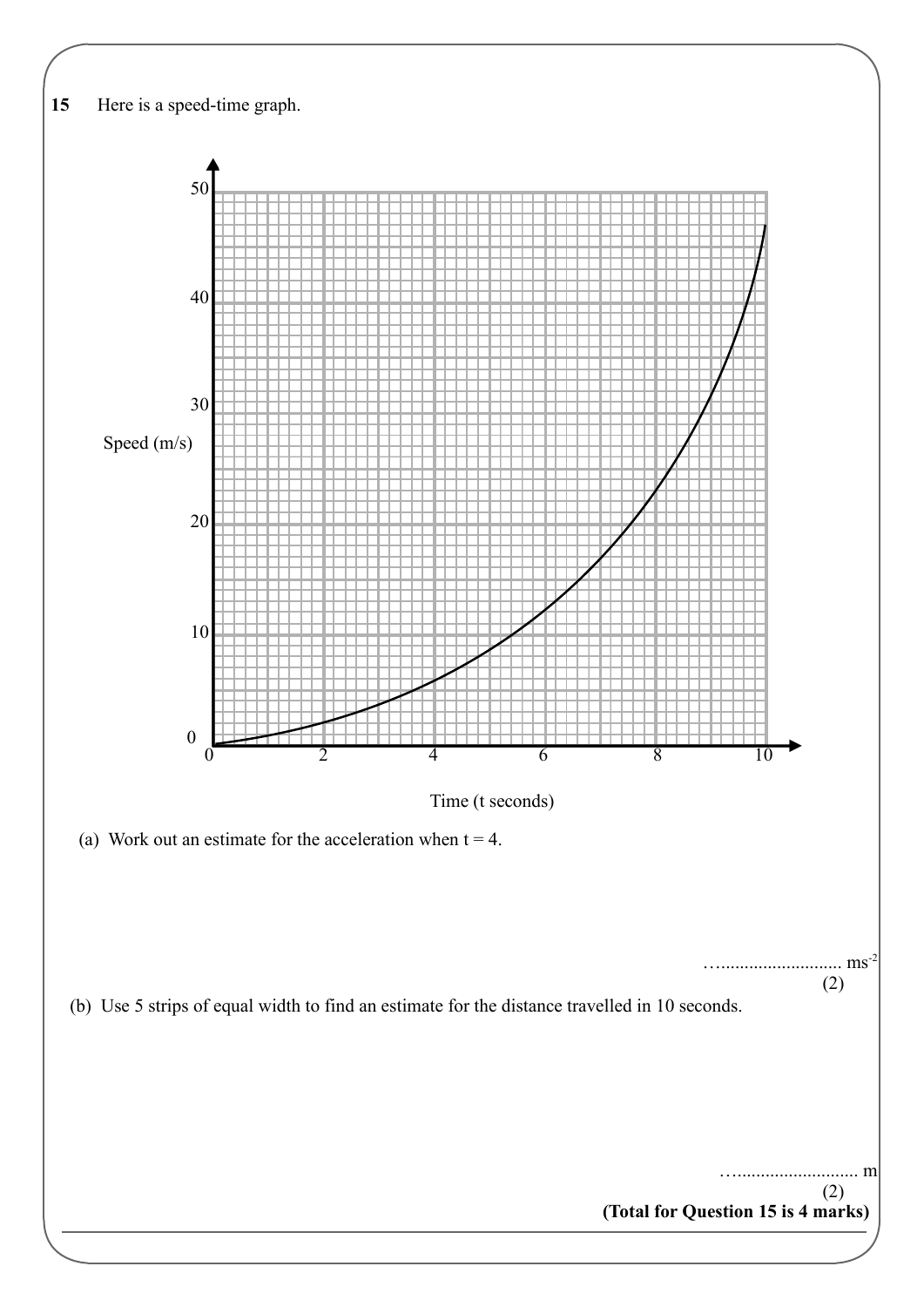**15** Here is a speed-time graph.

(a) Work out an estimate for the acceleration when $t = 4$.

…......................... $ms^{-2}$

**(2)**

(b) Use 5 strips of equal width to find an estimate for the distance travelled in 10 seconds.

…......................... m

**(2)**

**(Total for Question 15 is 4 marks)**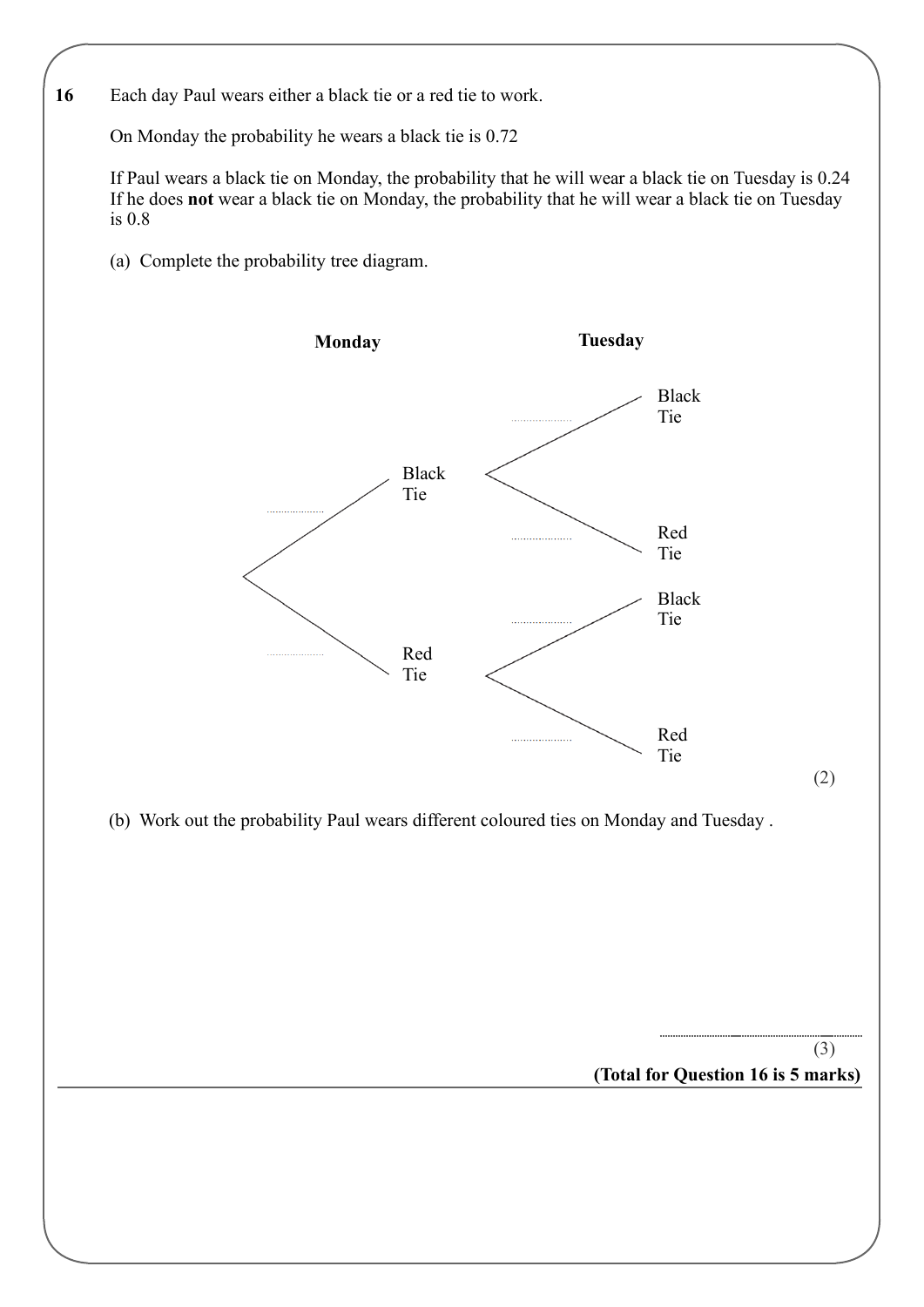**16** Each day Paul wears either a black tie or a red tie to work.

On Monday the probability he wears a black tie is 0.72

If Paul wears a black tie on Monday, the probability that he will wear a black tie on Tuesday is 0.24
If he does **not** wear a black tie on Monday, the probability that he will wear a black tie on Tuesday is 0.8

(a) Complete the probability tree diagram.

**Monday** **Tuesday**

- .................. Black Tie
  - .................. Black Tie
  - .................. Red Tie
- .................. Red Tie
  - .................. Black Tie
  - .................. Red Tie

(2)

(b) Work out the probability Paul wears different coloured ties on Monday and Tuesday .

..............................................

(3)

**(Total for Question 16 is 5 marks)**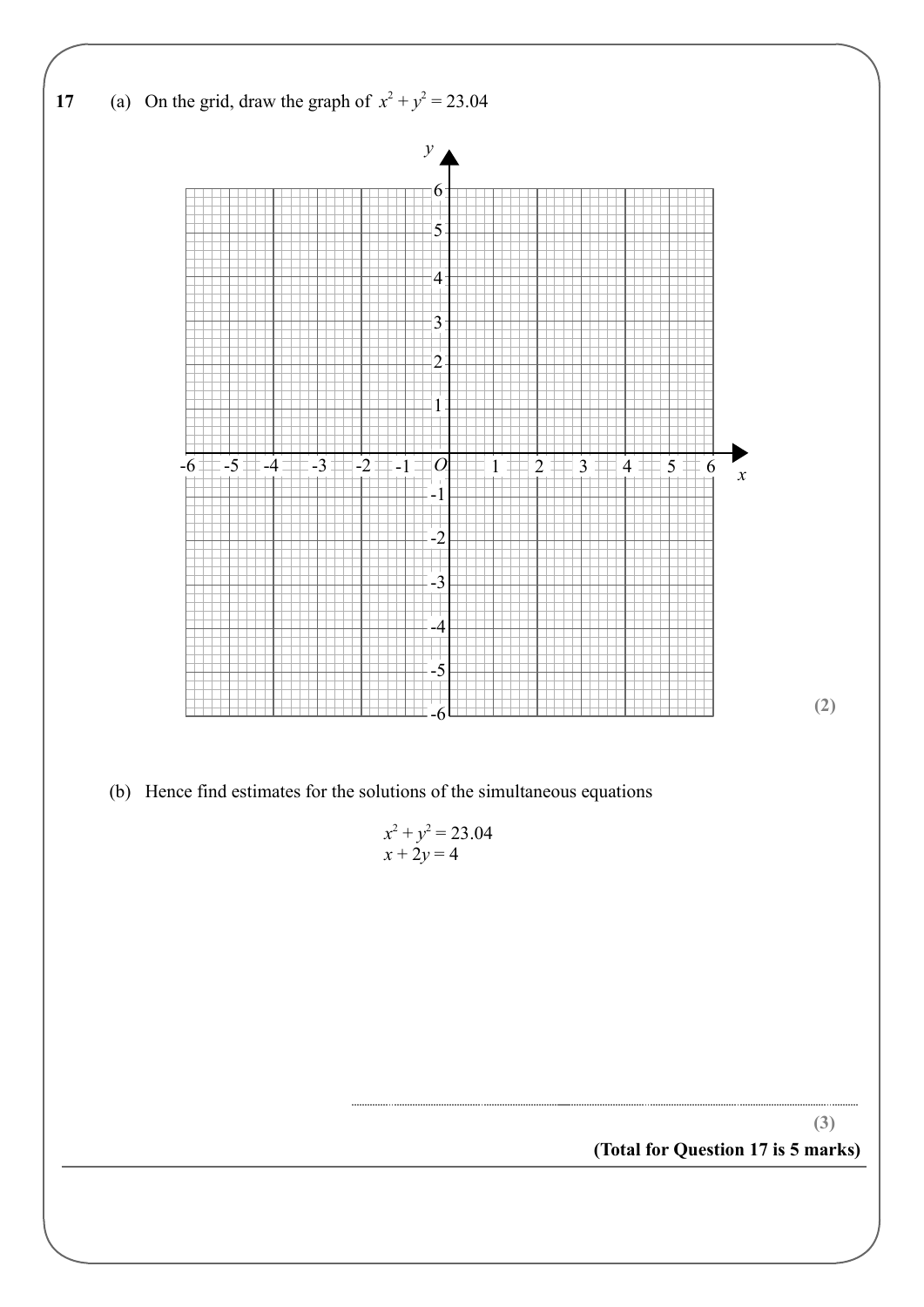**17** (a) On the grid, draw the graph of $x^2 + y^2 = 23.04$

**(2)**

(b) Hence find estimates for the solutions of the simultaneous equations

$$x^2 + y^2 = 23.04$$
$$x + 2y = 4$$

..............................................................................................................

**(3)**

**(Total for Question 17 is 5 marks)**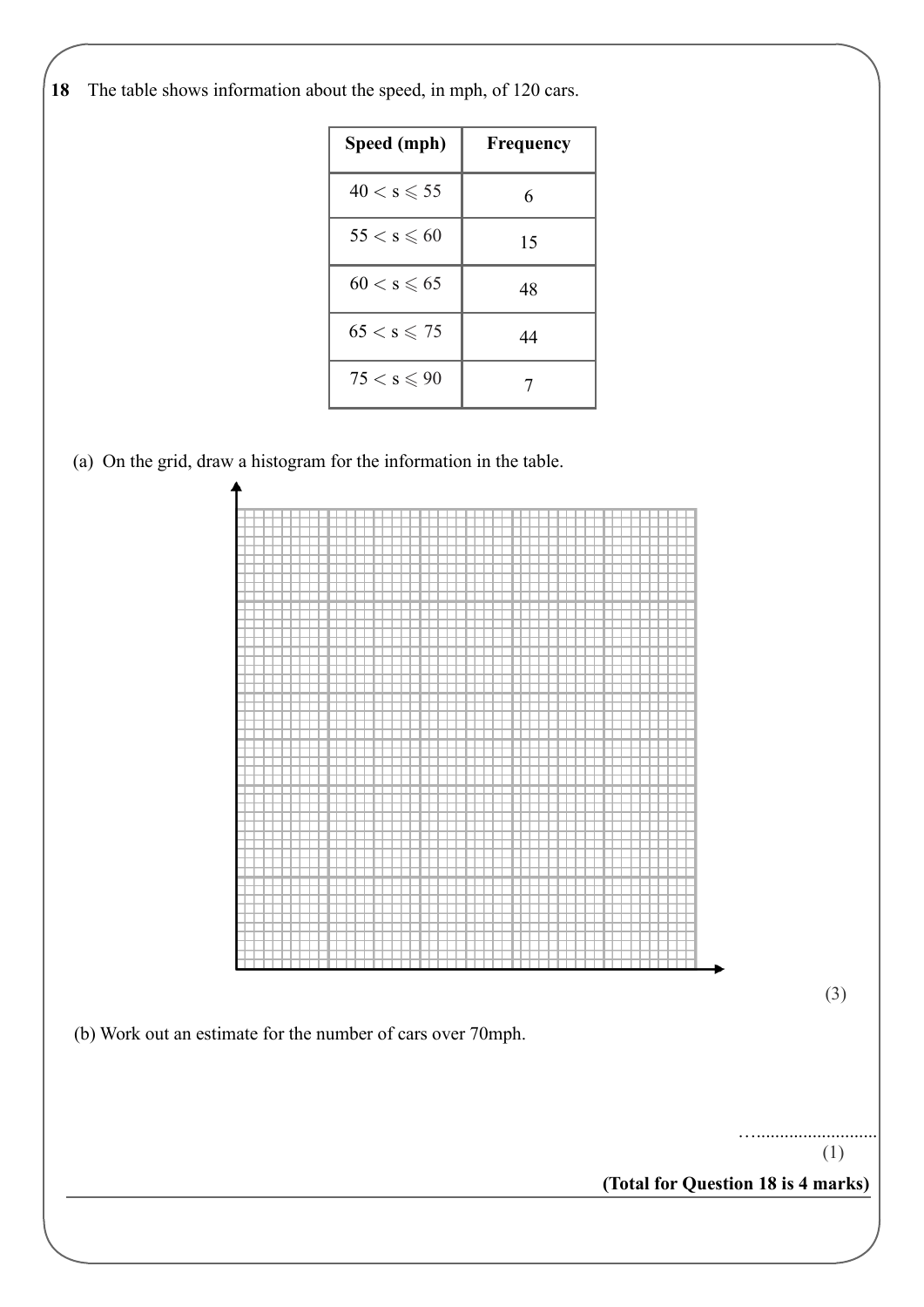**18** The table shows information about the speed, in mph, of 120 cars.

| Speed (mph) | Frequency |
|---|---|
| $40 < s \leqslant 55$ | 6 |
| $55 < s \leqslant 60$ | 15 |
| $60 < s \leqslant 65$ | 48 |
| $65 < s \leqslant 75$ | 44 |
| $75 < s \leqslant 90$ | 7 |

(a) On the grid, draw a histogram for the information in the table.

(3)

(b) Work out an estimate for the number of cars over 70mph.

…..........................

(1)

**(Total for Question 18 is 4 marks)**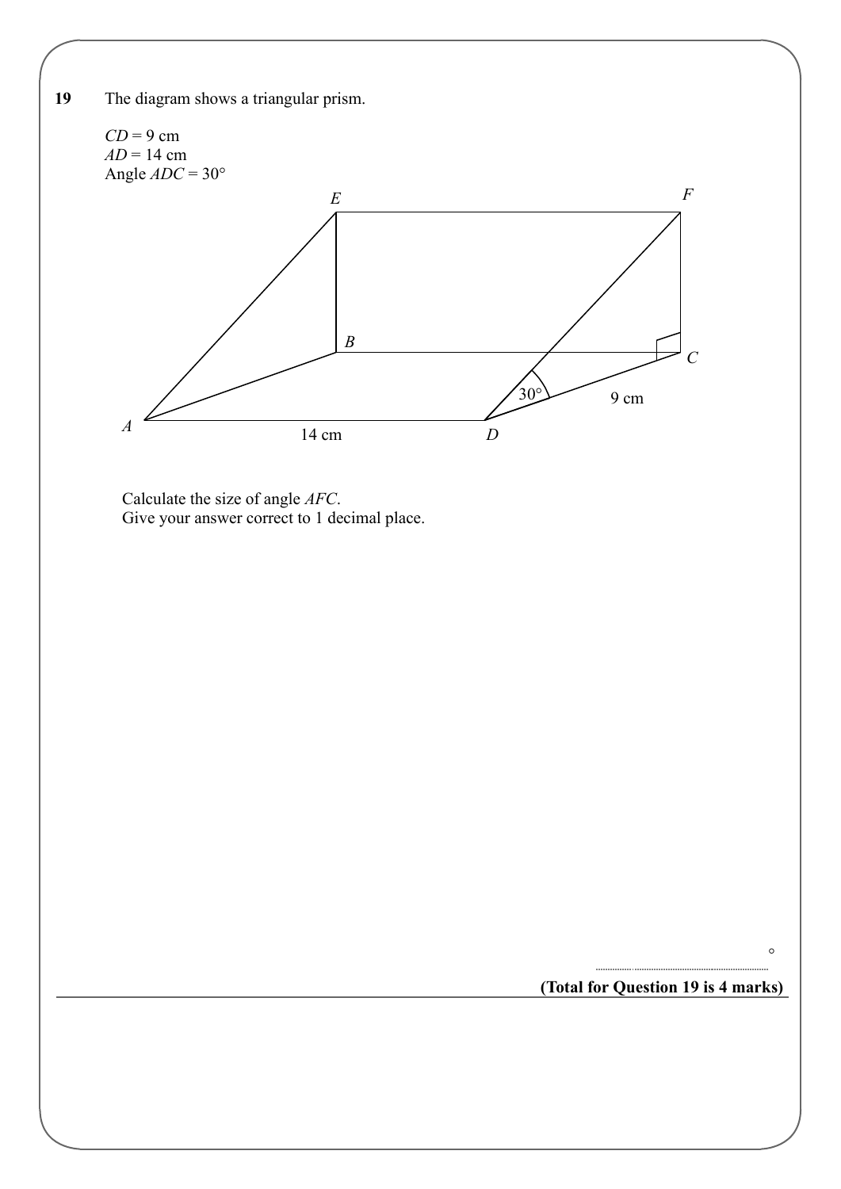**19** The diagram shows a triangular prism.

$CD = 9$ cm
$AD = 14$ cm
Angle $ADC = 30°$

Calculate the size of angle $AFC$.
Give your answer correct to 1 decimal place.

..................................................... °

**(Total for Question 19 is 4 marks)**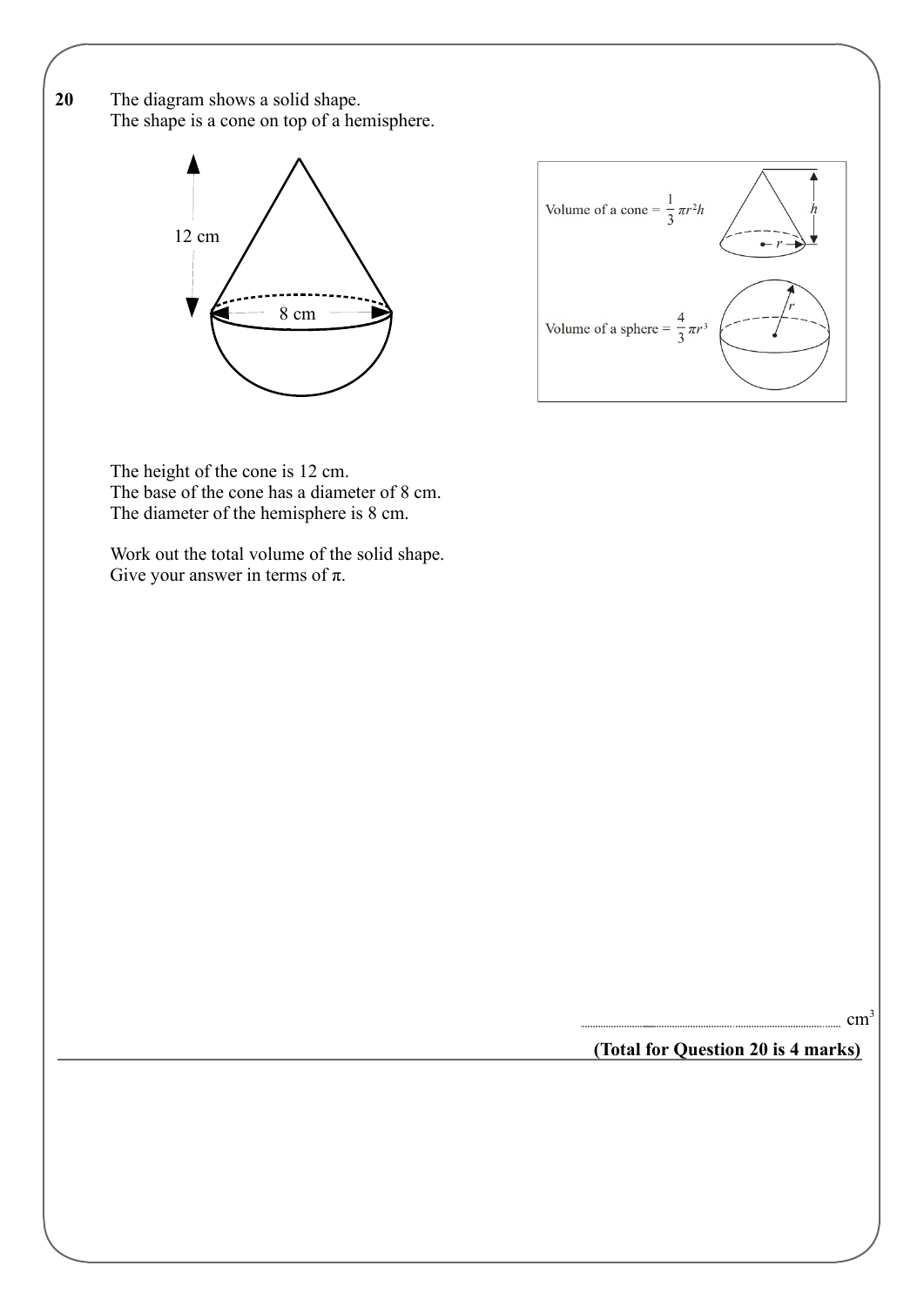**20** The diagram shows a solid shape.
The shape is a cone on top of a hemisphere.

12 cm

8 cm

Volume of a cone = $\frac{1}{3}\pi r^2 h$

Volume of a sphere = $\frac{4}{3}\pi r^3$

The height of the cone is 12 cm.
The base of the cone has a diameter of 8 cm.
The diameter of the hemisphere is 8 cm.

Work out the total volume of the solid shape.
Give your answer in terms of π.

.......................................................... cm$^3$

**(Total for Question 20 is 4 marks)**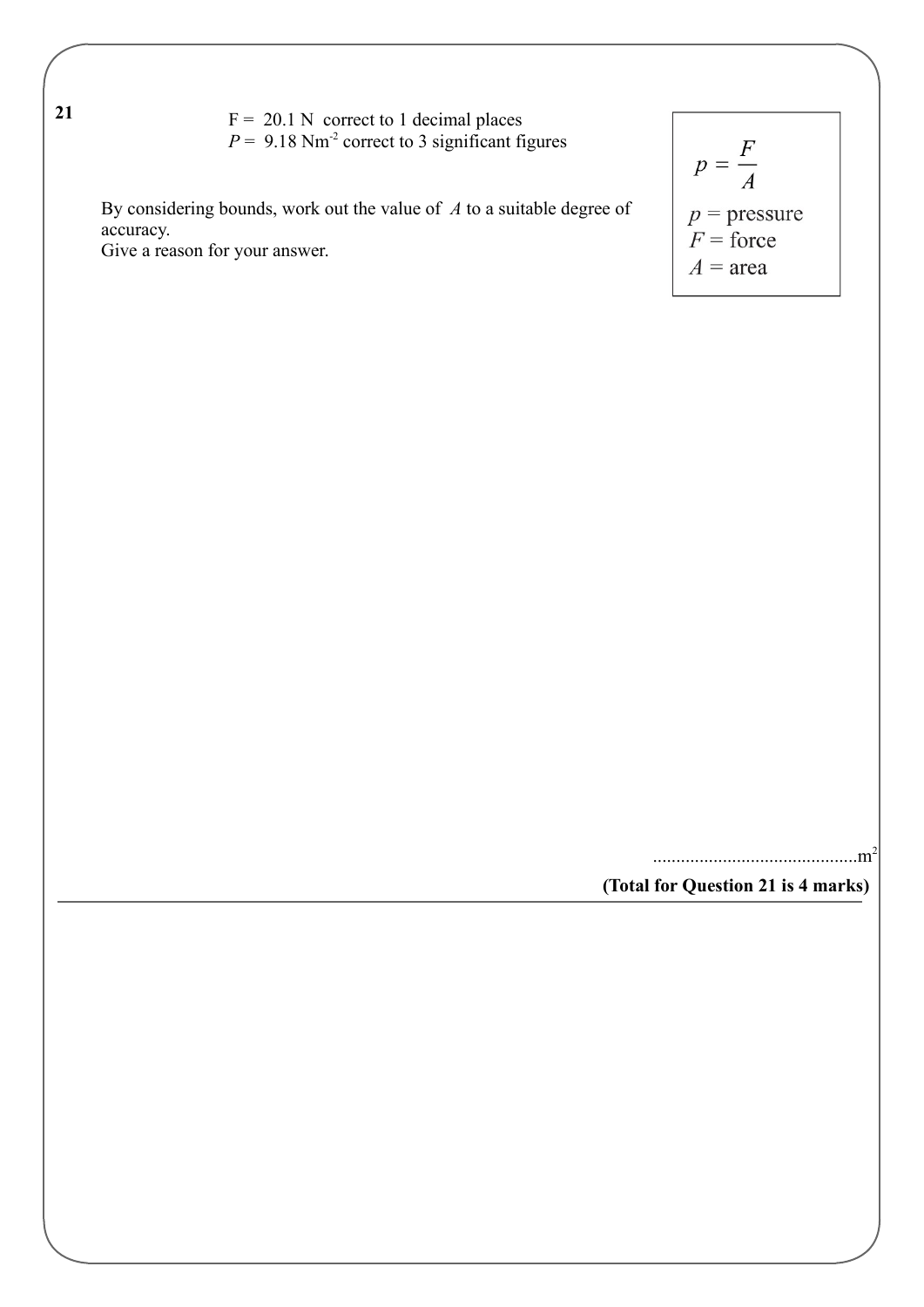**21**

F = 20.1 N correct to 1 decimal places
$P$ = 9.18 $Nm^{-2}$ correct to 3 significant figures

$$p = \frac{F}{A}$$

$p$ = pressure
$F$ = force
$A$ = area

By considering bounds, work out the value of $A$ to a suitable degree of accuracy.
Give a reason for your answer.

..........................................$m^2$

**(Total for Question 21 is 4 marks)**